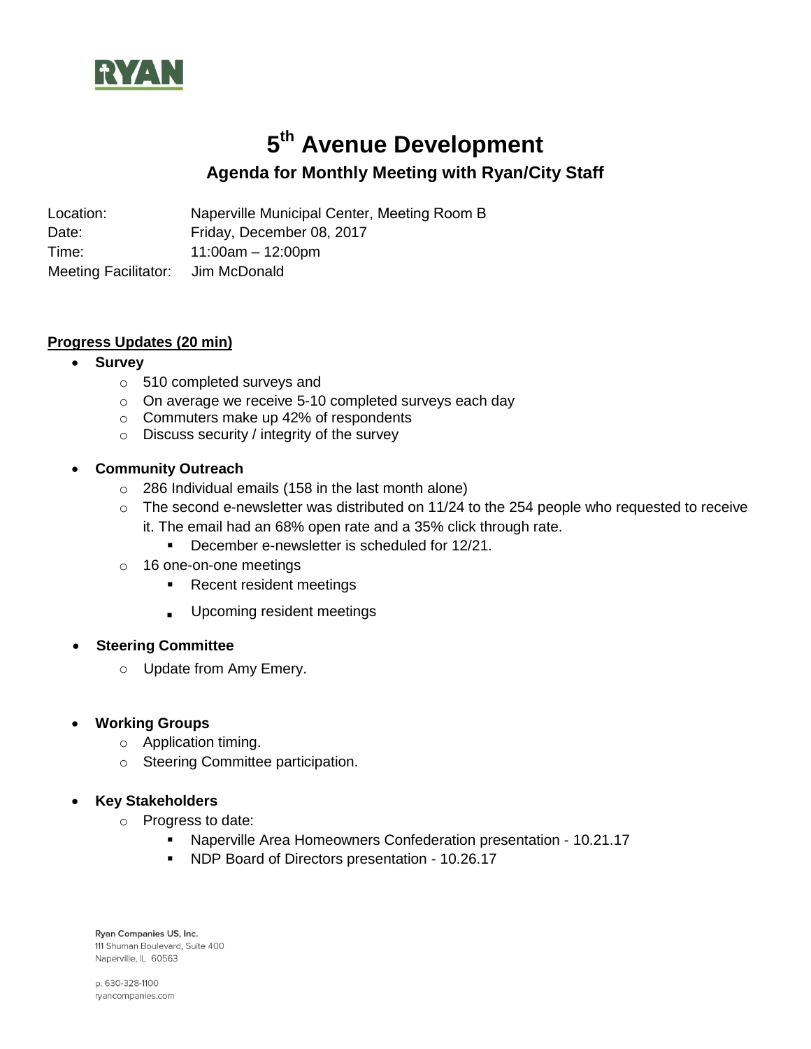RYAN

# 5th Avenue Development

## Agenda for Monthly Meeting with Ryan/City Staff

Location: Naperville Municipal Center, Meeting Room B
Date: Friday, December 08, 2017
Time: 11:00am – 12:00pm
Meeting Facilitator: Jim McDonald

**Progress Updates (20 min)**

- **Survey**
  - 510 completed surveys and
  - On average we receive 5-10 completed surveys each day
  - Commuters make up 42% of respondents
  - Discuss security / integrity of the survey

- **Community Outreach**
  - 286 Individual emails (158 in the last month alone)
  - The second e-newsletter was distributed on 11/24 to the 254 people who requested to receive it. The email had an 68% open rate and a 35% click through rate.
    - December e-newsletter is scheduled for 12/21.
  - 16 one-on-one meetings
    - Recent resident meetings
    - Upcoming resident meetings

- **Steering Committee**
  - Update from Amy Emery.

- **Working Groups**
  - Application timing.
  - Steering Committee participation.

- **Key Stakeholders**
  - Progress to date:
    - Naperville Area Homeowners Confederation presentation - 10.21.17
    - NDP Board of Directors presentation - 10.26.17

Ryan Companies US, Inc.
111 Shuman Boulevard, Suite 400
Naperville, IL 60563

p: 630-328-1100
ryancompanies.com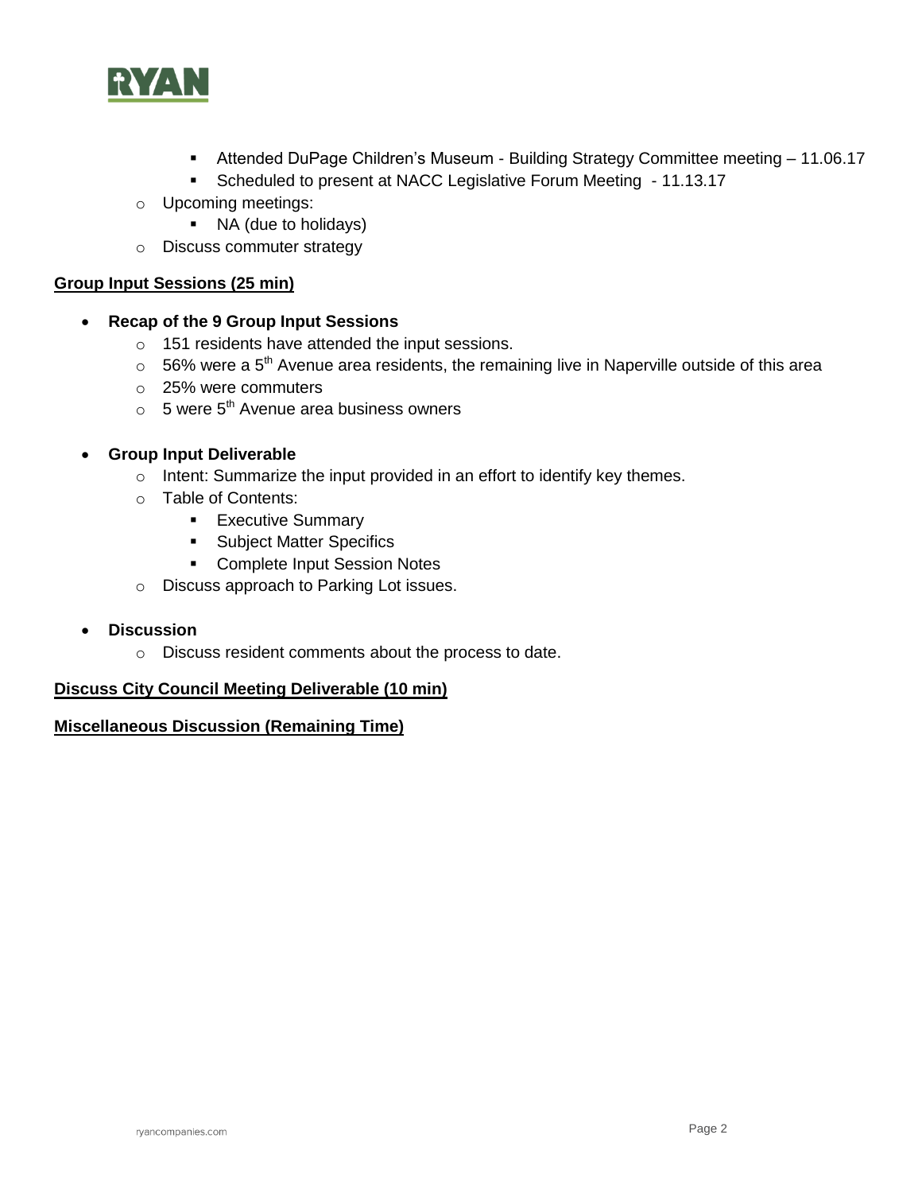- Attended DuPage Children's Museum - Building Strategy Committee meeting – 11.06.17
  - Scheduled to present at NACC Legislative Forum Meeting - 11.13.17
- Upcoming meetings:
  - NA (due to holidays)
- Discuss commuter strategy

**Group Input Sessions (25 min)**

- **Recap of the 9 Group Input Sessions**
  - 151 residents have attended the input sessions.
  - 56% were a 5th Avenue area residents, the remaining live in Naperville outside of this area
  - 25% were commuters
  - 5 were 5th Avenue area business owners

- **Group Input Deliverable**
  - Intent: Summarize the input provided in an effort to identify key themes.
  - Table of Contents:
    - Executive Summary
    - Subject Matter Specifics
    - Complete Input Session Notes
  - Discuss approach to Parking Lot issues.

- **Discussion**
  - Discuss resident comments about the process to date.

**Discuss City Council Meeting Deliverable (10 min)**

**Miscellaneous Discussion (Remaining Time)**